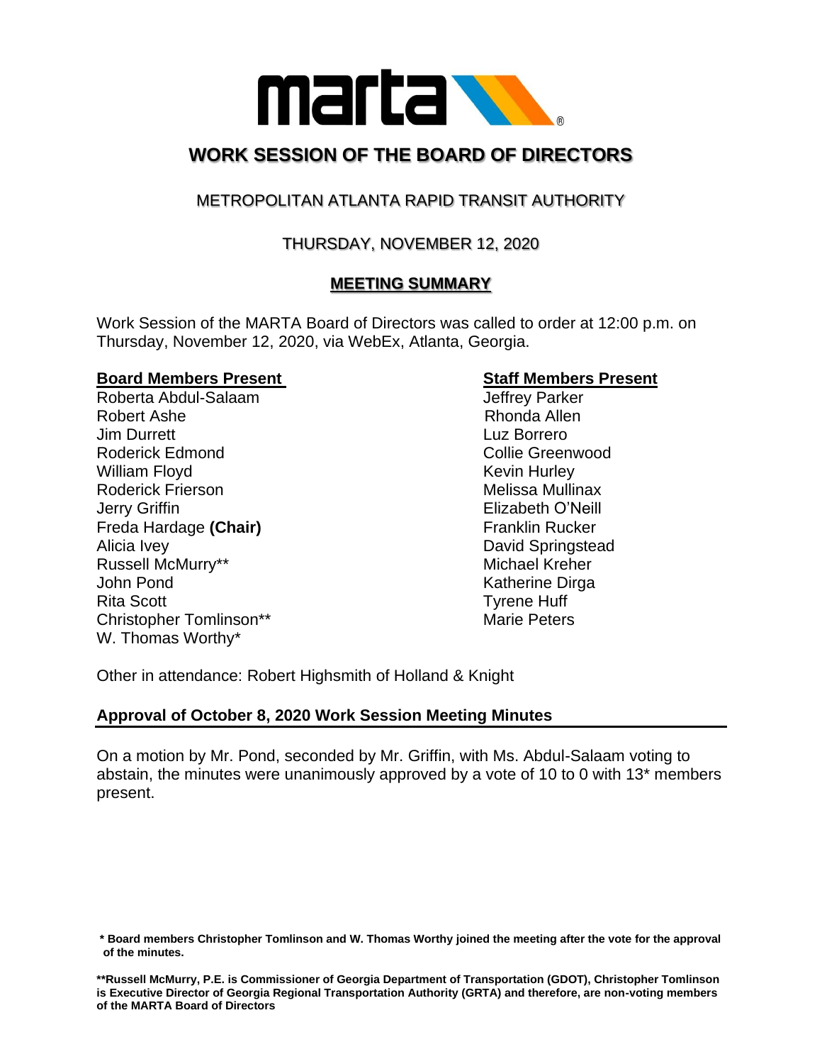# WORK SESSION OF THE BOARD OF DIRECTORS

## METROPOLITAN ATLANTA RAPID TRANSIT AUTHORITY

## THURSDAY, NOVEMBER 12, 2020

### MEETING SUMMARY

Work Session of the MARTA Board of Directors was called to order at 12:00 p.m. on Thursday, November 12, 2020, via WebEx, Atlanta, Georgia.

**Board Members Present**

Roberta Abdul-Salaam
Robert Ashe
Jim Durrett
Roderick Edmond
William Floyd
Roderick Frierson
Jerry Griffin
Freda Hardage **(Chair)**
Alicia Ivey
Russell McMurry**
John Pond
Rita Scott
Christopher Tomlinson**
W. Thomas Worthy*

**Staff Members Present**

Jeffrey Parker
Rhonda Allen
Luz Borrero
Collie Greenwood
Kevin Hurley
Melissa Mullinax
Elizabeth O'Neill
Franklin Rucker
David Springstead
Michael Kreher
Katherine Dirga
Tyrene Huff
Marie Peters

Other in attendance: Robert Highsmith of Holland & Knight

### Approval of October 8, 2020 Work Session Meeting Minutes

On a motion by Mr. Pond, seconded by Mr. Griffin, with Ms. Abdul-Salaam voting to abstain, the minutes were unanimously approved by a vote of 10 to 0 with 13* members present.

**\* Board members Christopher Tomlinson and W. Thomas Worthy joined the meeting after the vote for the approval of the minutes.**

**\*\*Russell McMurry, P.E. is Commissioner of Georgia Department of Transportation (GDOT), Christopher Tomlinson is Executive Director of Georgia Regional Transportation Authority (GRTA) and therefore, are non-voting members of the MARTA Board of Directors**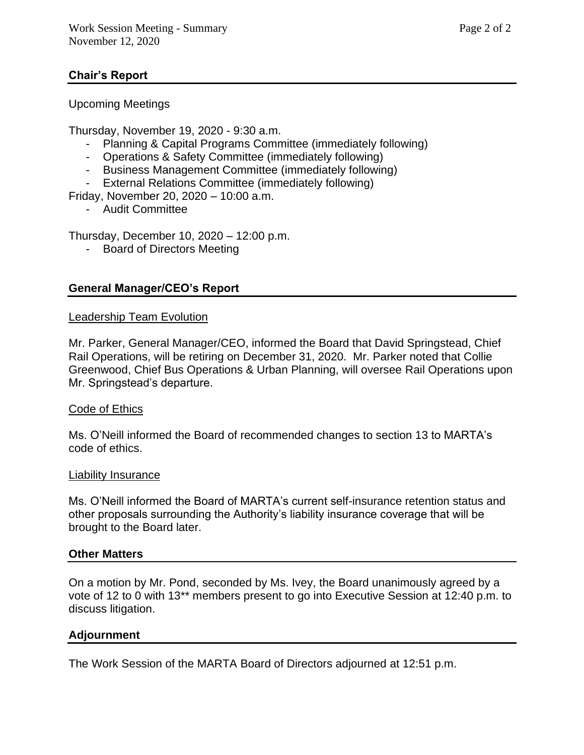## Chair's Report

Upcoming Meetings

Thursday, November 19, 2020 - 9:30 a.m.

- Planning & Capital Programs Committee (immediately following)
- Operations & Safety Committee (immediately following)
- Business Management Committee (immediately following)
- External Relations Committee (immediately following)

Friday, November 20, 2020 – 10:00 a.m.

- Audit Committee

Thursday, December 10, 2020 – 12:00 p.m.

- Board of Directors Meeting

## General Manager/CEO's Report

Leadership Team Evolution

Mr. Parker, General Manager/CEO, informed the Board that David Springstead, Chief Rail Operations, will be retiring on December 31, 2020. Mr. Parker noted that Collie Greenwood, Chief Bus Operations & Urban Planning, will oversee Rail Operations upon Mr. Springstead's departure.

Code of Ethics

Ms. O'Neill informed the Board of recommended changes to section 13 to MARTA's code of ethics.

Liability Insurance

Ms. O'Neill informed the Board of MARTA's current self-insurance retention status and other proposals surrounding the Authority's liability insurance coverage that will be brought to the Board later.

## Other Matters

On a motion by Mr. Pond, seconded by Ms. Ivey, the Board unanimously agreed by a vote of 12 to 0 with 13** members present to go into Executive Session at 12:40 p.m. to discuss litigation.

## Adjournment

The Work Session of the MARTA Board of Directors adjourned at 12:51 p.m.